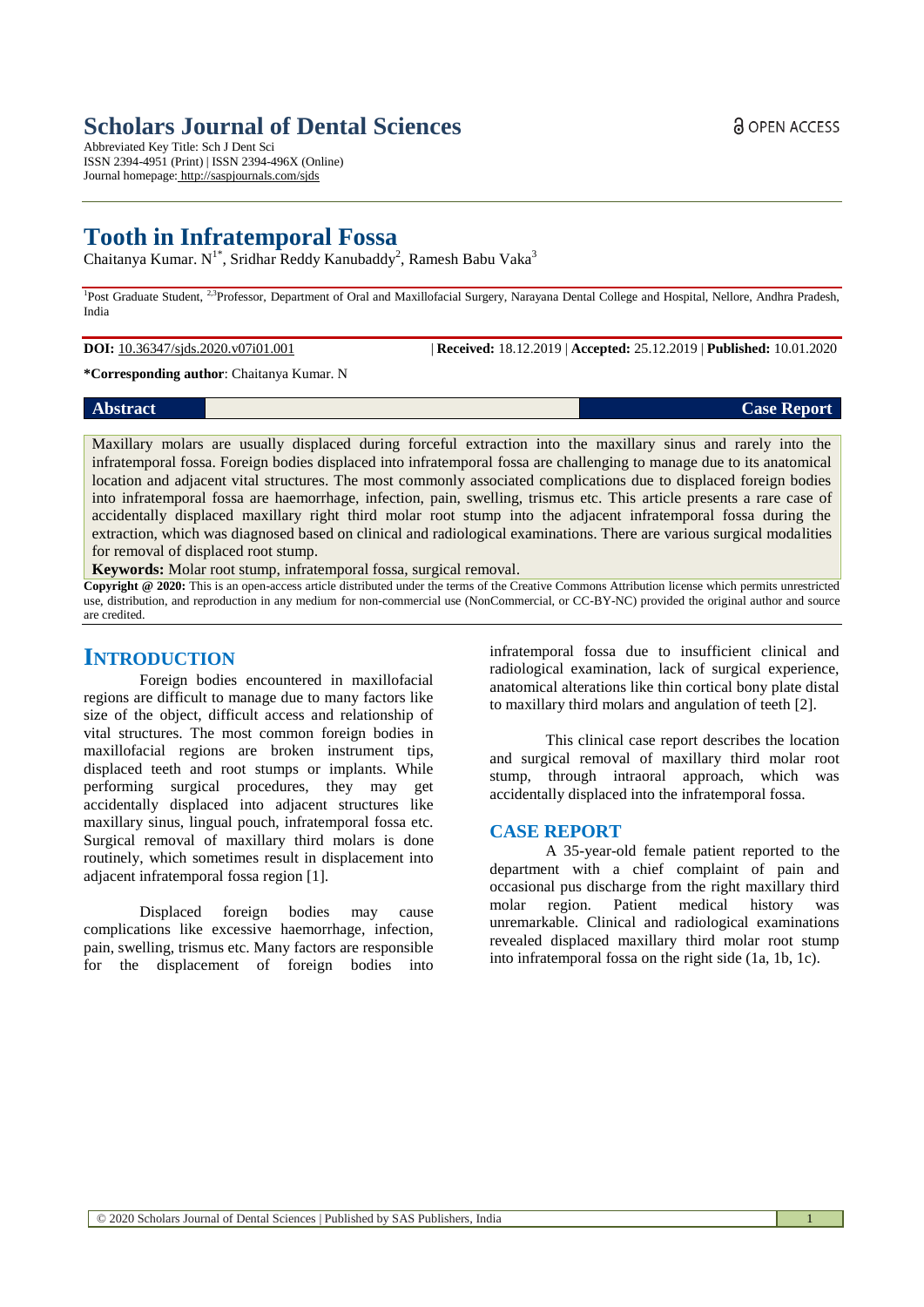# Scholars Journal of Dental Sciences

Abbreviated Key Title: Sch J Dent Sci
ISSN 2394-4951 (Print) | ISSN 2394-496X (Online)
Journal homepage: http://saspjournals.com/sjds

OPEN ACCESS

# Tooth in Infratemporal Fossa

Chaitanya Kumar. N[1*], Sridhar Reddy Kanubaddy[2], Ramesh Babu Vaka[3]

[1]Post Graduate Student, [2,3]Professor, Department of Oral and Maxillofacial Surgery, Narayana Dental College and Hospital, Nellore, Andhra Pradesh, India

**DOI:** 10.36347/sjds.2020.v07i01.001 | **Received:** 18.12.2019 | **Accepted:** 25.12.2019 | **Published:** 10.01.2020

**\*Corresponding author**: Chaitanya Kumar. N

**Abstract** **Case Report**

Maxillary molars are usually displaced during forceful extraction into the maxillary sinus and rarely into the infratemporal fossa. Foreign bodies displaced into infratemporal fossa are challenging to manage due to its anatomical location and adjacent vital structures. The most commonly associated complications due to displaced foreign bodies into infratemporal fossa are haemorrhage, infection, pain, swelling, trismus etc. This article presents a rare case of accidentally displaced maxillary right third molar root stump into the adjacent infratemporal fossa during the extraction, which was diagnosed based on clinical and radiological examinations. There are various surgical modalities for removal of displaced root stump.

**Keywords:** Molar root stump, infratemporal fossa, surgical removal.

**Copyright @ 2020:** This is an open-access article distributed under the terms of the Creative Commons Attribution license which permits unrestricted use, distribution, and reproduction in any medium for non-commercial use (NonCommercial, or CC-BY-NC) provided the original author and source are credited.

## INTRODUCTION

Foreign bodies encountered in maxillofacial regions are difficult to manage due to many factors like size of the object, difficult access and relationship of vital structures. The most common foreign bodies in maxillofacial regions are broken instrument tips, displaced teeth and root stumps or implants. While performing surgical procedures, they may get accidentally displaced into adjacent structures like maxillary sinus, lingual pouch, infratemporal fossa etc. Surgical removal of maxillary third molars is done routinely, which sometimes result in displacement into adjacent infratemporal fossa region [1].

Displaced foreign bodies may cause complications like excessive haemorrhage, infection, pain, swelling, trismus etc. Many factors are responsible for the displacement of foreign bodies into infratemporal fossa due to insufficient clinical and radiological examination, lack of surgical experience, anatomical alterations like thin cortical bony plate distal to maxillary third molars and angulation of teeth [2].

This clinical case report describes the location and surgical removal of maxillary third molar root stump, through intraoral approach, which was accidentally displaced into the infratemporal fossa.

## CASE REPORT

A 35-year-old female patient reported to the department with a chief complaint of pain and occasional pus discharge from the right maxillary third molar region. Patient medical history was unremarkable. Clinical and radiological examinations revealed displaced maxillary third molar root stump into infratemporal fossa on the right side (1a, 1b, 1c).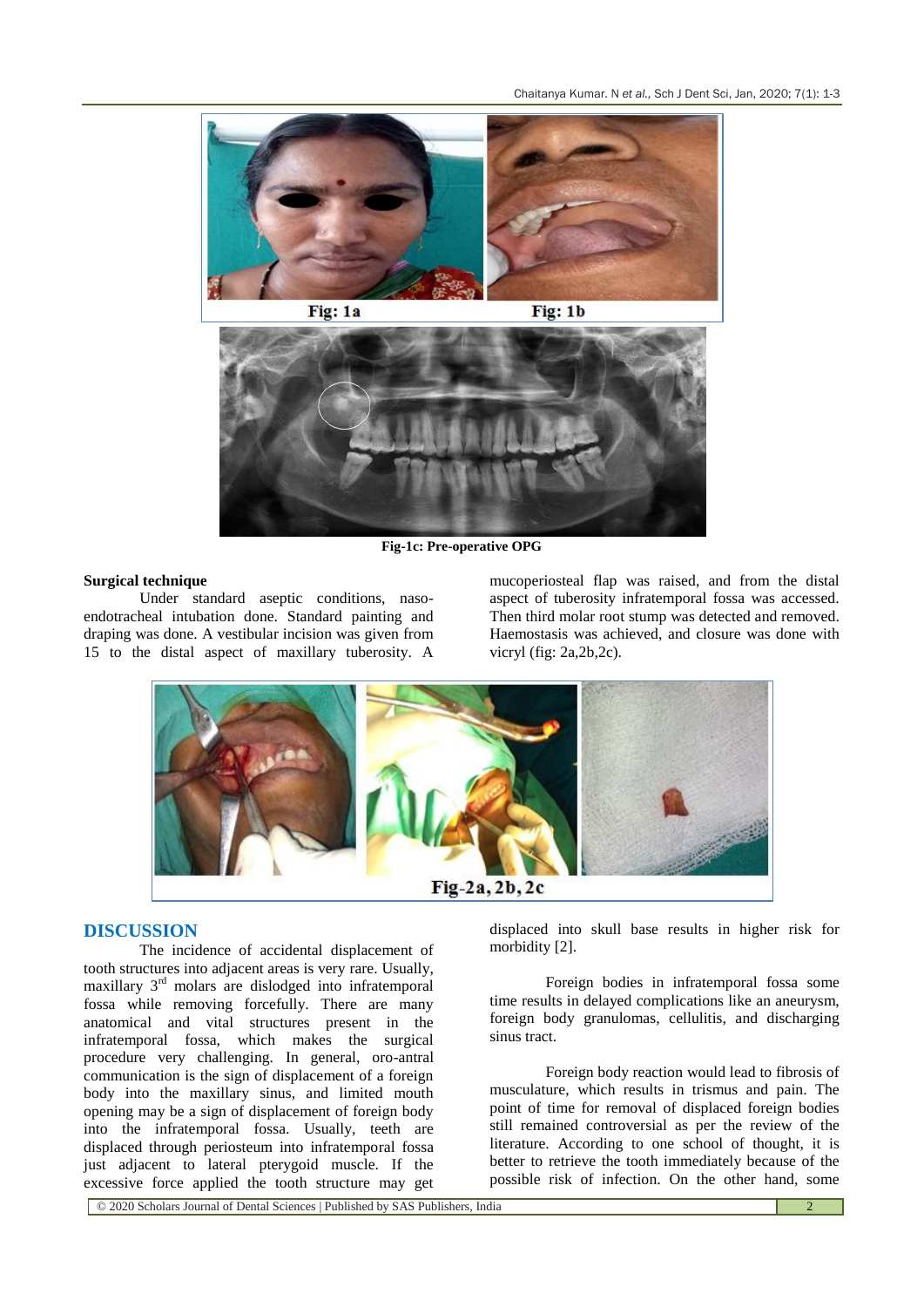Fig: 1a Fig: 1b

Fig-1c: Pre-operative OPG

**Surgical technique**

Under standard aseptic conditions, naso-endotracheal intubation done. Standard painting and draping was done. A vestibular incision was given from 15 to the distal aspect of maxillary tuberosity. A mucoperiosteal flap was raised, and from the distal aspect of tuberosity infratemporal fossa was accessed. Then third molar root stump was detected and removed. Haemostasis was achieved, and closure was done with vicryl (fig: 2a,2b,2c).

Fig-2a, 2b, 2c

## DISCUSSION

The incidence of accidental displacement of tooth structures into adjacent areas is very rare. Usually, maxillary 3rd molars are dislodged into infratemporal fossa while removing forcefully. There are many anatomical and vital structures present in the infratemporal fossa, which makes the surgical procedure very challenging. In general, oro-antral communication is the sign of displacement of a foreign body into the maxillary sinus, and limited mouth opening may be a sign of displacement of foreign body into the infratemporal fossa. Usually, teeth are displaced through periosteum into infratemporal fossa just adjacent to lateral pterygoid muscle. If the excessive force applied the tooth structure may get displaced into skull base results in higher risk for morbidity [2].

Foreign bodies in infratemporal fossa some time results in delayed complications like an aneurysm, foreign body granulomas, cellulitis, and discharging sinus tract.

Foreign body reaction would lead to fibrosis of musculature, which results in trismus and pain. The point of time for removal of displaced foreign bodies still remained controversial as per the review of the literature. According to one school of thought, it is better to retrieve the tooth immediately because of the possible risk of infection. On the other hand, some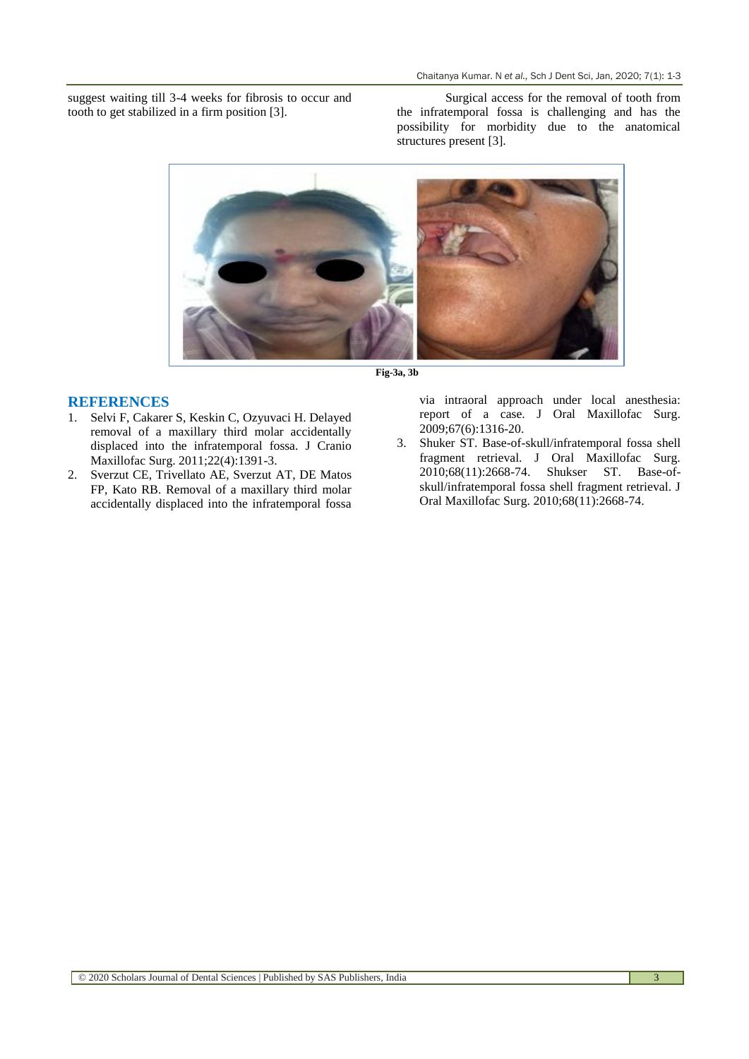suggest waiting till 3-4 weeks for fibrosis to occur and tooth to get stabilized in a firm position [3].

Surgical access for the removal of tooth from the infratemporal fossa is challenging and has the possibility for morbidity due to the anatomical structures present [3].

**Fig-3a, 3b**

## REFERENCES

1. Selvi F, Cakarer S, Keskin C, Ozyuvaci H. Delayed removal of a maxillary third molar accidentally displaced into the infratemporal fossa. J Cranio Maxillofac Surg. 2011;22(4):1391-3.
2. Sverzut CE, Trivellato AE, Sverzut AT, DE Matos FP, Kato RB. Removal of a maxillary third molar accidentally displaced into the infratemporal fossa via intraoral approach under local anesthesia: report of a case. J Oral Maxillofac Surg. 2009;67(6):1316-20.
3. Shuker ST. Base-of-skull/infratemporal fossa shell fragment retrieval. J Oral Maxillofac Surg. 2010;68(11):2668-74. Shukser ST. Base-of-skull/infratemporal fossa shell fragment retrieval. J Oral Maxillofac Surg. 2010;68(11):2668-74.